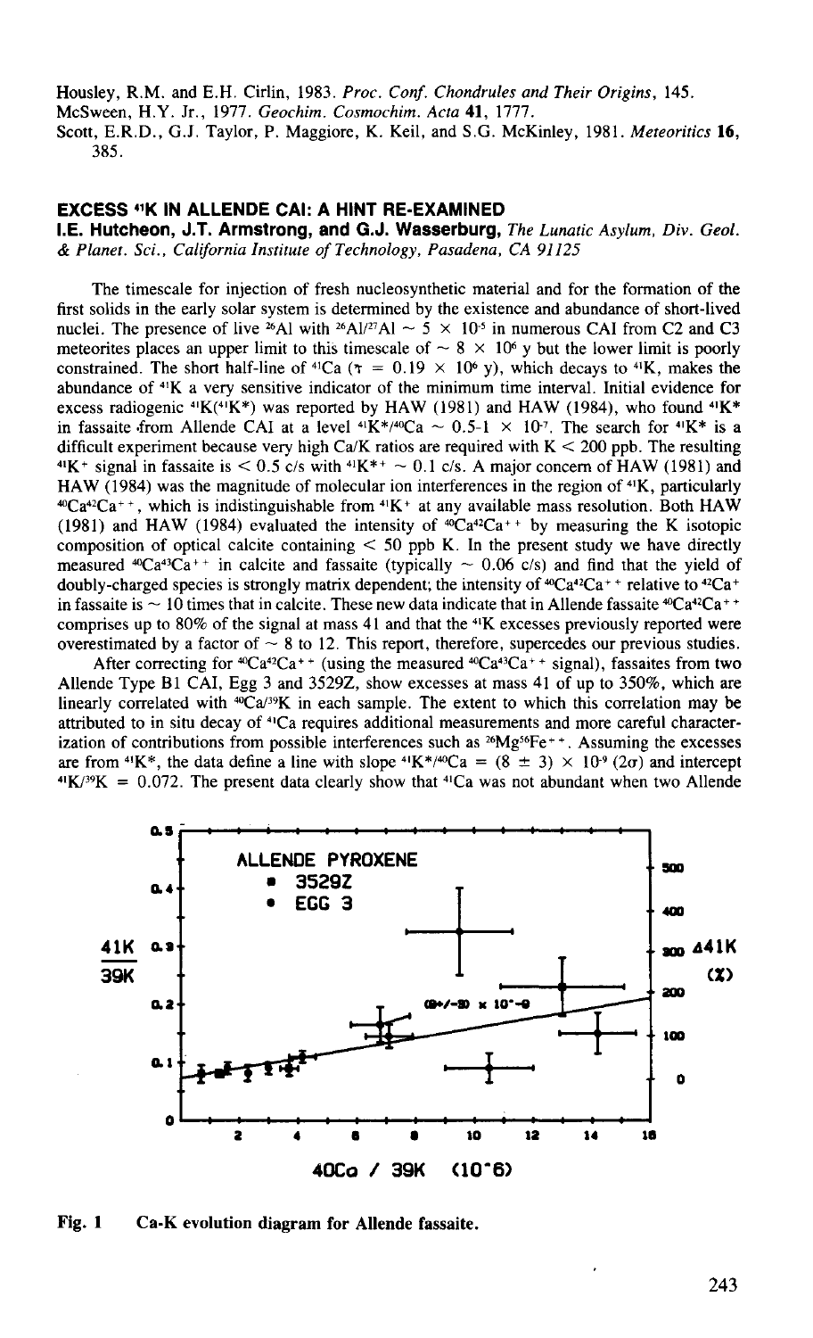Housley, R.M. and E.H. Cirlin, 1983. *Proc. Conf. Chondrules and Their Origins*, 145.
McSween, H.Y. Jr., 1977. *Geochim. Cosmochim. Acta* **41**, 1777.
Scott, E.R.D., G.J. Taylor, P. Maggiore, K. Keil, and S.G. McKinley, 1981. *Meteoritics* **16**, 385.

## EXCESS $^{41}$K IN ALLENDE CAI: A HINT RE-EXAMINED

**I.E. Hutcheon, J.T. Armstrong, and G.J. Wasserburg,** *The Lunatic Asylum, Div. Geol. & Planet. Sci., California Institute of Technology, Pasadena, CA 91125*

The timescale for injection of fresh nucleosynthetic material and for the formation of the first solids in the early solar system is determined by the existence and abundance of short-lived nuclei. The presence of live $^{26}$Al with $^{26}$Al/$^{27}$Al $\sim 5 \times 10^{-5}$ in numerous CAI from C2 and C3 meteorites places an upper limit to this timescale of $\sim 8 \times 10^{6}$ y but the lower limit is poorly constrained. The short half-line of $^{41}$Ca ($\tau = 0.19 \times 10^{6}$ y), which decays to $^{41}$K, makes the abundance of $^{41}$K a very sensitive indicator of the minimum time interval. Initial evidence for excess radiogenic $^{41}$K($^{41}$K*) was reported by HAW (1981) and HAW (1984), who found $^{41}$K* in fassaite from Allende CAI at a level $^{41}$K*/$^{40}$Ca $\sim 0.5\text{-}1 \times 10^{-7}$. The search for $^{41}$K* is a difficult experiment because very high Ca/K ratios are required with K < 200 ppb. The resulting $^{41}$K$^{+}$ signal in fassaite is < 0.5 c/s with $^{41}$K*$^{+}$ $\sim$ 0.1 c/s. A major concern of HAW (1981) and HAW (1984) was the magnitude of molecular ion interferences in the region of $^{41}$K, particularly $^{40}$Ca$^{42}$Ca$^{++}$, which is indistinguishable from $^{41}$K$^{+}$ at any available mass resolution. Both HAW (1981) and HAW (1984) evaluated the intensity of $^{40}$Ca$^{42}$Ca$^{++}$ by measuring the K isotopic composition of optical calcite containing < 50 ppb K. In the present study we have directly measured $^{40}$Ca$^{43}$Ca$^{++}$ in calcite and fassaite (typically $\sim$ 0.06 c/s) and find that the yield of doubly-charged species is strongly matrix dependent; the intensity of $^{40}$Ca$^{42}$Ca$^{++}$ relative to $^{42}$Ca$^{+}$ in fassaite is $\sim$ 10 times that in calcite. These new data indicate that in Allende fassaite $^{40}$Ca$^{42}$Ca$^{++}$ comprises up to 80% of the signal at mass 41 and that the $^{41}$K excesses previously reported were overestimated by a factor of $\sim$ 8 to 12. This report, therefore, supercedes our previous studies.

After correcting for $^{40}$Ca$^{42}$Ca$^{++}$ (using the measured $^{40}$Ca$^{43}$Ca$^{++}$ signal), fassaites from two Allende Type B1 CAI, Egg 3 and 3529Z, show excesses at mass 41 of up to 350%, which are linearly correlated with $^{40}$Ca/$^{39}$K in each sample. The extent to which this correlation may be attributed to in situ decay of $^{41}$Ca requires additional measurements and more careful characterization of contributions from possible interferences such as $^{26}$Mg$^{56}$Fe$^{++}$. Assuming the excesses are from $^{41}$K*, the data define a line with slope $^{41}$K*/$^{40}$Ca = (8 ± 3) × 10$^{-9}$ (2σ) and intercept $^{41}$K/$^{39}$K = 0.072. The present data clearly show that $^{41}$Ca was not abundant when two Allende

**Fig. 1** Ca-K evolution diagram for Allende fassaite.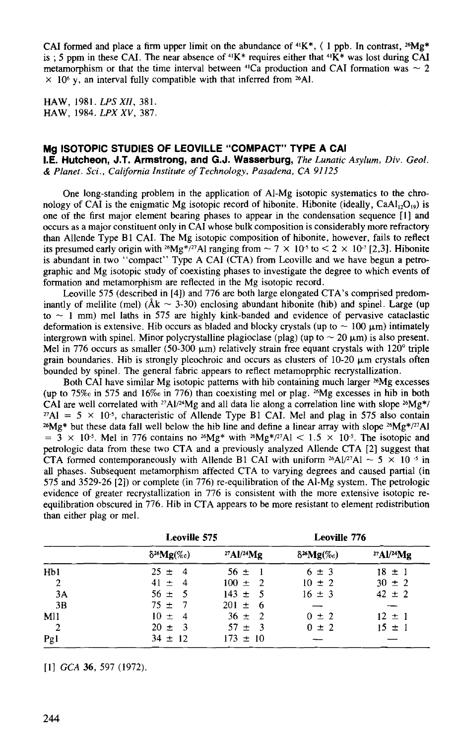CAI formed and place a firm upper limit on the abundance of $^{41}K^*$, ⟨ 1 ppb. In contrast, $^{26}Mg^*$ is ; 5 ppm in these CAI. The near absence of $^{41}K^*$ requires either that $^{41}K^*$ was lost during CAI metamorphism or that the time interval between $^{41}Ca$ production and CAI formation was $\sim 2 \times 10^6$ y, an interval fully compatible with that inferred from $^{26}Al$.

HAW, 1981. *LPS XII*, 381.
HAW, 1984. *LPX XV*, 387.

## Mg ISOTOPIC STUDIES OF LEOVILLE "COMPACT" TYPE A CAI

**I.E. Hutcheon, J.T. Armstrong, and G.J. Wasserburg,** *The Lunatic Asylum, Div. Geol. & Planet. Sci., California Institute of Technology, Pasadena, CA 91125*

One long-standing problem in the application of Al-Mg isotopic systematics to the chronology of CAI is the enigmatic Mg isotopic record of hibonite. Hibonite (ideally, $CaAl_{12}O_{19}$) is one of the first major element bearing phases to appear in the condensation sequence [1] and occurs as a major constituent only in CAI whose bulk composition is considerably more refractory than Allende Type B1 CAI. The Mg isotopic composition of hibonite, however, fails to reflect its presumed early origin with $^{26}Mg^*/^{27}Al$ ranging from $\sim 7 \times 10^{-5}$ to $< 2 \times 10^{-7}$ [2,3]. Hibonite is abundant in two "compact" Type A CAI (CTA) from Leoville and we have begun a petrographic and Mg isotopic study of coexisting phases to investigate the degree to which events of formation and metamorphism are reflected in the Mg isotopic record.

Leoville 575 (described in [4]) and 776 are both large elongated CTA's comprised predominantly of melilite (mel) (Åk ~ 3-30) enclosing abundant hibonite (hib) and spinel. Large (up to ~ 1 mm) mel laths in 575 are highly kink-banded and evidence of pervasive cataclastic deformation is extensive. Hib occurs as bladed and blocky crystals (up to ~ 100 μm) intimately intergrown with spinel. Minor polycrystalline plagioclase (plag) (up to ~ 20 μm) is also present. Mel in 776 occurs as smaller (50-300 μm) relatively strain free equant crystals with 120° triple grain boundaries. Hib is strongly pleochroic and occurs as clusters of 10-20 μm crystals often bounded by spinel. The general fabric appears to reflect metamoprphic recrystallization.

Both CAI have similar Mg isotopic patterns with hib containing much larger $^{26}Mg$ excesses (up to 75‰ in 575 and 16‰ in 776) than coexisting mel or plag. $^{26}Mg$ excesses in hib in both CAI are well correlated with $^{27}Al/^{24}Mg$ and all data lie along a correlation line with slope $^{26}Mg^*/^{27}Al = 5 \times 10^{-5}$, characteristic of Allende Type B1 CAI. Mel and plag in 575 also contain $^{26}Mg^*$ but these data fall well below the hib line and define a linear array with slope $^{26}Mg^*/^{27}Al = 3 \times 10^{-5}$. Mel in 776 contains no $^{26}Mg^*$ with $^{26}Mg^*/^{27}Al < 1.5 \times 10^{-5}$. The isotopic and petrologic data from these two CTA and a previously analyzed Allende CTA [2] suggest that CTA formed contemporaneously with Allende B1 CAI with uniform $^{26}Al/^{27}Al \sim 5 \times 10^{-5}$ in all phases. Subsequent metamorphism affected CTA to varying degrees and caused partial (in 575 and 3529-26 [2]) or complete (in 776) re-equilibration of the Al-Mg system. The petrologic evidence of greater recrystallization in 776 is consistent with the more extensive isotopic re-equilibration obscured in 776. Hib in CTA appears to be more resistant to element redistribution than either plag or mel.

| | Leoville 575 | | Leoville 776 | |
|---|---|---|---|---|
| | $\delta^{26}Mg$(‰) | $^{27}Al/^{24}Mg$ | $\delta^{26}Mg$(‰) | $^{27}Al/^{24}Mg$ |
| Hb1 | 25 ± 4 | 56 ± 1 | 6 ± 3 | 18 ± 1 |
| 2 | 41 ± 4 | 100 ± 2 | 10 ± 2 | 30 ± 2 |
| 3A | 56 ± 5 | 143 ± 5 | 16 ± 3 | 42 ± 2 |
| 3B | 75 ± 7 | 201 ± 6 | — | — |
| Ml1 | 10 ± 4 | 36 ± 2 | 0 ± 2 | 12 ± 1 |
| 2 | 20 ± 3 | 57 ± 3 | 0 ± 2 | 15 ± 1 |
| Pg1 | 34 ± 12 | 173 ± 10 | — | — |

[1] *GCA* **36**, 597 (1972).